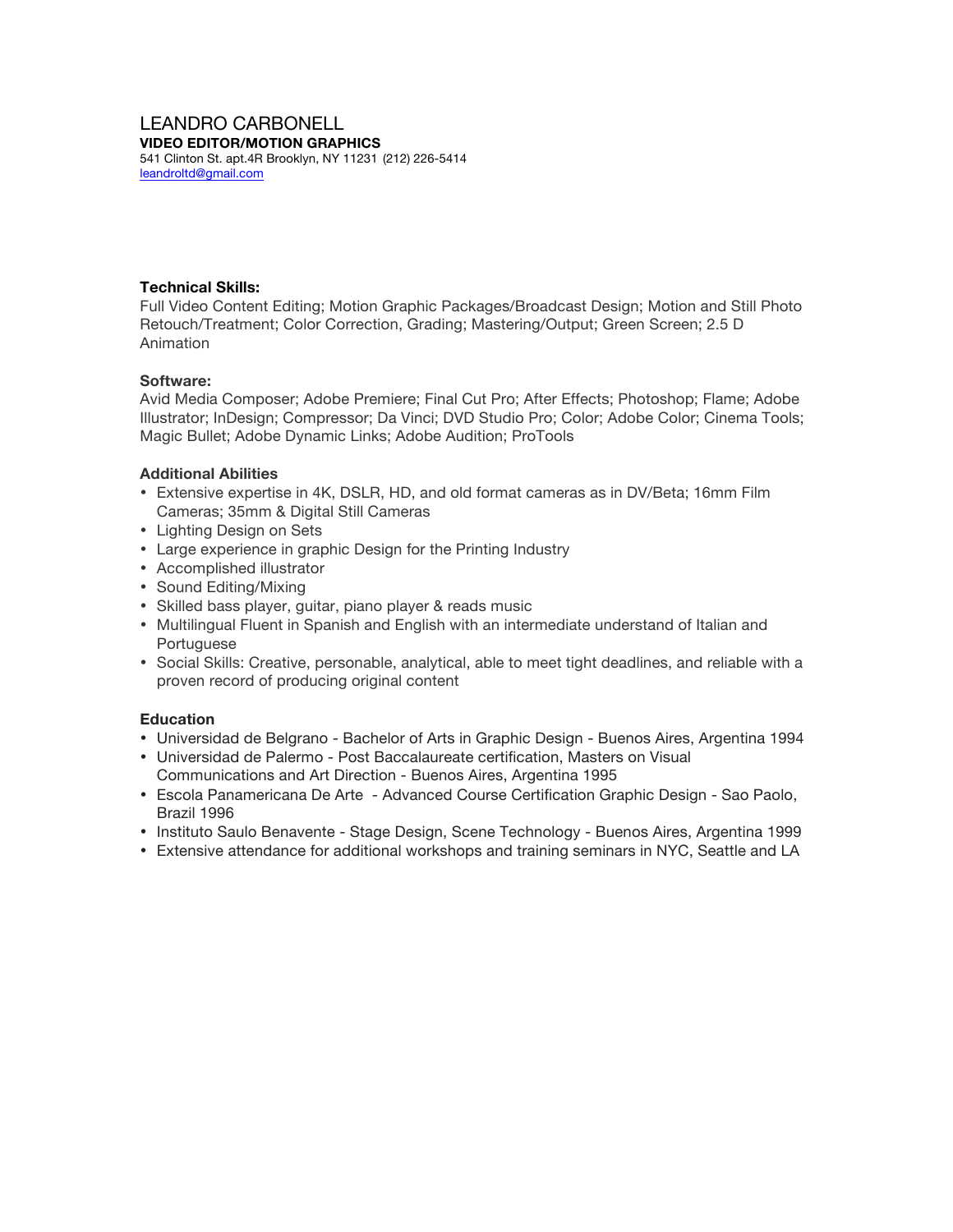# LEANDRO CARBONELL

**VIDEO EDITOR/MOTION GRAPHICS**

541 Clinton St. apt.4R Brooklyn, NY 11231 (212) 226-5414
leandroltd@gmail.com

**Technical Skills:**

Full Video Content Editing; Motion Graphic Packages/Broadcast Design; Motion and Still Photo Retouch/Treatment; Color Correction, Grading; Mastering/Output; Green Screen; 2.5 D Animation

**Software:**

Avid Media Composer; Adobe Premiere; Final Cut Pro; After Effects; Photoshop; Flame; Adobe Illustrator; InDesign; Compressor; Da Vinci; DVD Studio Pro; Color; Adobe Color; Cinema Tools; Magic Bullet; Adobe Dynamic Links; Adobe Audition; ProTools

**Additional Abilities**

- Extensive expertise in 4K, DSLR, HD, and old format cameras as in DV/Beta; 16mm Film Cameras; 35mm & Digital Still Cameras
- Lighting Design on Sets
- Large experience in graphic Design for the Printing Industry
- Accomplished illustrator
- Sound Editing/Mixing
- Skilled bass player, guitar, piano player & reads music
- Multilingual Fluent in Spanish and English with an intermediate understand of Italian and Portuguese
- Social Skills: Creative, personable, analytical, able to meet tight deadlines, and reliable with a proven record of producing original content

**Education**

- Universidad de Belgrano - Bachelor of Arts in Graphic Design - Buenos Aires, Argentina 1994
- Universidad de Palermo - Post Baccalaureate certification, Masters on Visual Communications and Art Direction - Buenos Aires, Argentina 1995
- Escola Panamericana De Arte - Advanced Course Certification Graphic Design - Sao Paolo, Brazil 1996
- Instituto Saulo Benavente - Stage Design, Scene Technology - Buenos Aires, Argentina 1999
- Extensive attendance for additional workshops and training seminars in NYC, Seattle and LA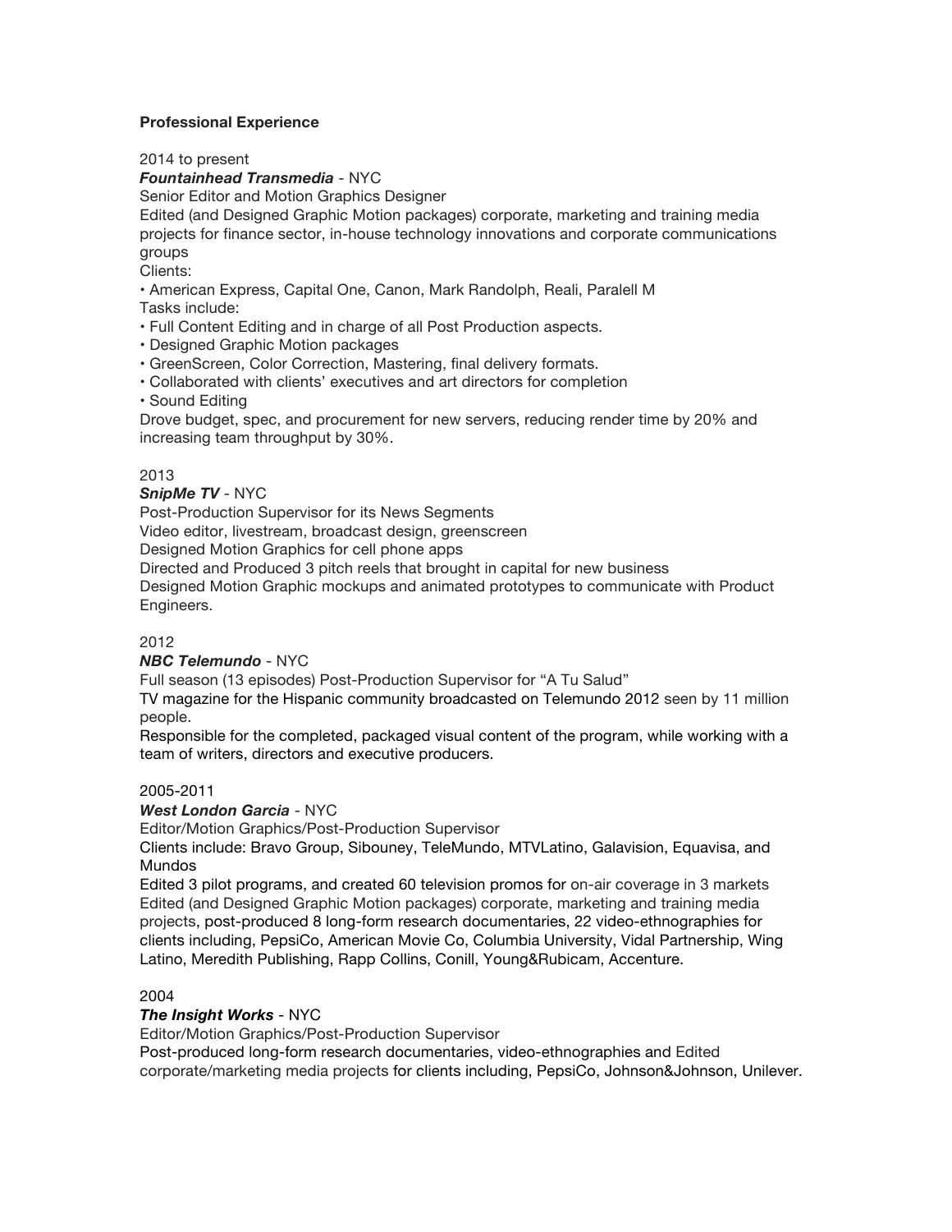**Professional Experience**

2014 to present

***Fountainhead Transmedia*** - NYC

Senior Editor and Motion Graphics Designer

Edited (and Designed Graphic Motion packages) corporate, marketing and training media projects for finance sector, in-house technology innovations and corporate communications groups

Clients:

• American Express, Capital One, Canon, Mark Randolph, Reali, Paralell M

Tasks include:

• Full Content Editing and in charge of all Post Production aspects.

• Designed Graphic Motion packages

• GreenScreen, Color Correction, Mastering, final delivery formats.

• Collaborated with clients' executives and art directors for completion

• Sound Editing

Drove budget, spec, and procurement for new servers, reducing render time by 20% and increasing team throughput by 30%.

2013

***SnipMe TV*** - NYC

Post-Production Supervisor for its News Segments

Video editor, livestream, broadcast design, greenscreen

Designed Motion Graphics for cell phone apps

Directed and Produced 3 pitch reels that brought in capital for new business

Designed Motion Graphic mockups and animated prototypes to communicate with Product Engineers.

2012

***NBC Telemundo*** - NYC

Full season (13 episodes) Post-Production Supervisor for "A Tu Salud"

TV magazine for the Hispanic community broadcasted on Telemundo 2012 seen by 11 million people.

Responsible for the completed, packaged visual content of the program, while working with a team of writers, directors and executive producers.

2005-2011

***West London Garcia*** - NYC

Editor/Motion Graphics/Post-Production Supervisor

Clients include: Bravo Group, Sibouney, TeleMundo, MTVLatino, Galavision, Equavisa, and Mundos

Edited 3 pilot programs, and created 60 television promos for on-air coverage in 3 markets

Edited (and Designed Graphic Motion packages) corporate, marketing and training media projects, post-produced 8 long-form research documentaries, 22 video-ethnographies for clients including, PepsiCo, American Movie Co, Columbia University, Vidal Partnership, Wing Latino, Meredith Publishing, Rapp Collins, Conill, Young&Rubicam, Accenture.

2004

***The Insight Works*** - NYC

Editor/Motion Graphics/Post-Production Supervisor

Post-produced long-form research documentaries, video-ethnographies and Edited corporate/marketing media projects for clients including, PepsiCo, Johnson&Johnson, Unilever.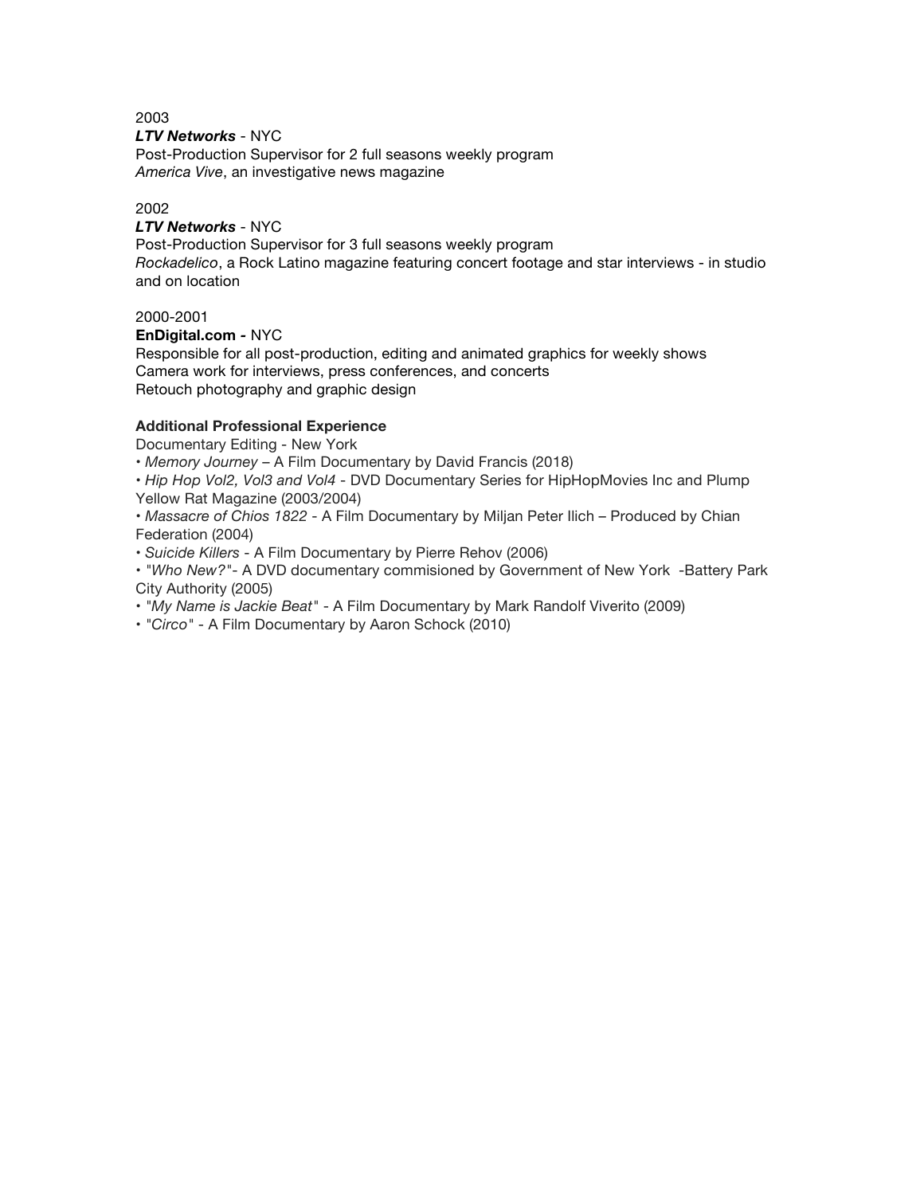2003

***LTV Networks*** - NYC

Post-Production Supervisor for 2 full seasons weekly program

*America Vive*, an investigative news magazine

2002

***LTV Networks*** - NYC

Post-Production Supervisor for 3 full seasons weekly program

*Rockadelico*, a Rock Latino magazine featuring concert footage and star interviews - in studio and on location

2000-2001

**EnDigital.com -** NYC

Responsible for all post-production, editing and animated graphics for weekly shows

Camera work for interviews, press conferences, and concerts

Retouch photography and graphic design

**Additional Professional Experience**

Documentary Editing - New York

• *Memory Journey* – A Film Documentary by David Francis (2018)

• *Hip Hop Vol2, Vol3 and Vol4* - DVD Documentary Series for HipHopMovies Inc and Plump Yellow Rat Magazine (2003/2004)

• *Massacre of Chios 1822* - A Film Documentary by Miljan Peter Ilich – Produced by Chian Federation (2004)

• *Suicide Killers* - A Film Documentary by Pierre Rehov (2006)

• "*Who New?*"- A DVD documentary commisioned by Government of New York -Battery Park City Authority (2005)

• "*My Name is Jackie Beat*" - A Film Documentary by Mark Randolf Viverito (2009)

• "*Circo*" - A Film Documentary by Aaron Schock (2010)